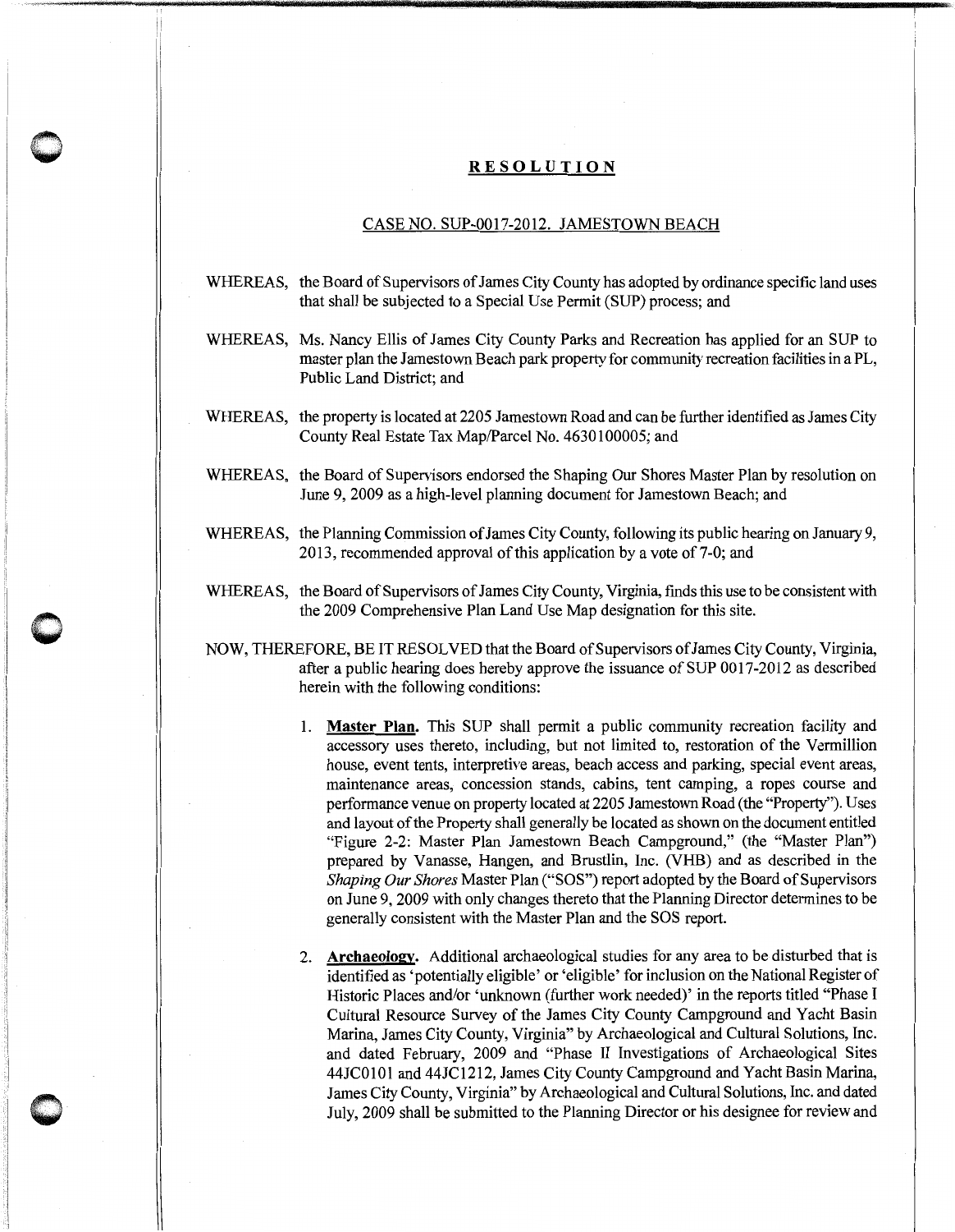# **RESOLUTION**

## CASE NO. SUP-0017-2012. JAMESTOWN BEACH

WHEREAS, the Board of Supervisors of James City County has adopted by ordinance specific land uses that shall be subjected to a Special Use Permit (SUP) process; and

WHEREAS, Ms. Nancy Ellis of James City County Parks and Recreation has applied for an SUP to master plan the Jamestown Beach park property for community recreation facilities in a PL, Public Land District; and

WHEREAS, the property is located at 2205 Jamestown Road and can be further identified as James City County Real Estate Tax Map/Parcel No. 4630100005; and

WHEREAS, the Board of Supervisors endorsed the Shaping Our Shores Master Plan by resolution on June 9, 2009 as a high-level planning document for Jamestown Beach; and

WHEREAS, the Planning Commission of James City County, following its public hearing on January 9, 2013, recommended approval of this application by a vote of 7-0; and

WHEREAS, the Board of Supervisors of James City County, Virginia, finds this use to be consistent with the 2009 Comprehensive Plan Land Use Map designation for this site.

NOW, THEREFORE, BE IT RESOLVED that the Board of Supervisors of James City County, Virginia, after a public hearing does hereby approve the issuance of SUP 0017-2012 as described herein with the following conditions:

1. **Master Plan.** This SUP shall permit a public community recreation facility and accessory uses thereto, including, but not limited to, restoration of the Vermillion house, event tents, interpretive areas, beach access and parking, special event areas, maintenance areas, concession stands, cabins, tent camping, a ropes course and performance venue on property located at 2205 Jamestown Road (the "Property"). Uses and layout of the Property shall generally be located as shown on the document entitled "Figure 2-2: Master Plan Jamestown Beach Campground," (the "Master Plan") prepared by Vanasse, Hangen, and Brustlin, Inc. (VHB) and as described in the *Shaping Our Shores* Master Plan ("SOS") report adopted by the Board of Supervisors on June 9, 2009 with only changes thereto that the Planning Director determines to be generally consistent with the Master Plan and the SOS report.

2. **Archaeology.** Additional archaeological studies for any area to be disturbed that is identified as 'potentially eligible' or 'eligible' for inclusion on the National Register of Historic Places and/or 'unknown (further work needed)' in the reports titled "Phase I Cultural Resource Survey of the James City County Campground and Yacht Basin Marina, James City County, Virginia" by Archaeological and Cultural Solutions, Inc. and dated February, 2009 and "Phase II Investigations of Archaeological Sites 44JC0101 and 44JC1212, James City County Campground and Yacht Basin Marina, James City County, Virginia" by Archaeological and Cultural Solutions, Inc. and dated July, 2009 shall be submitted to the Planning Director or his designee for review and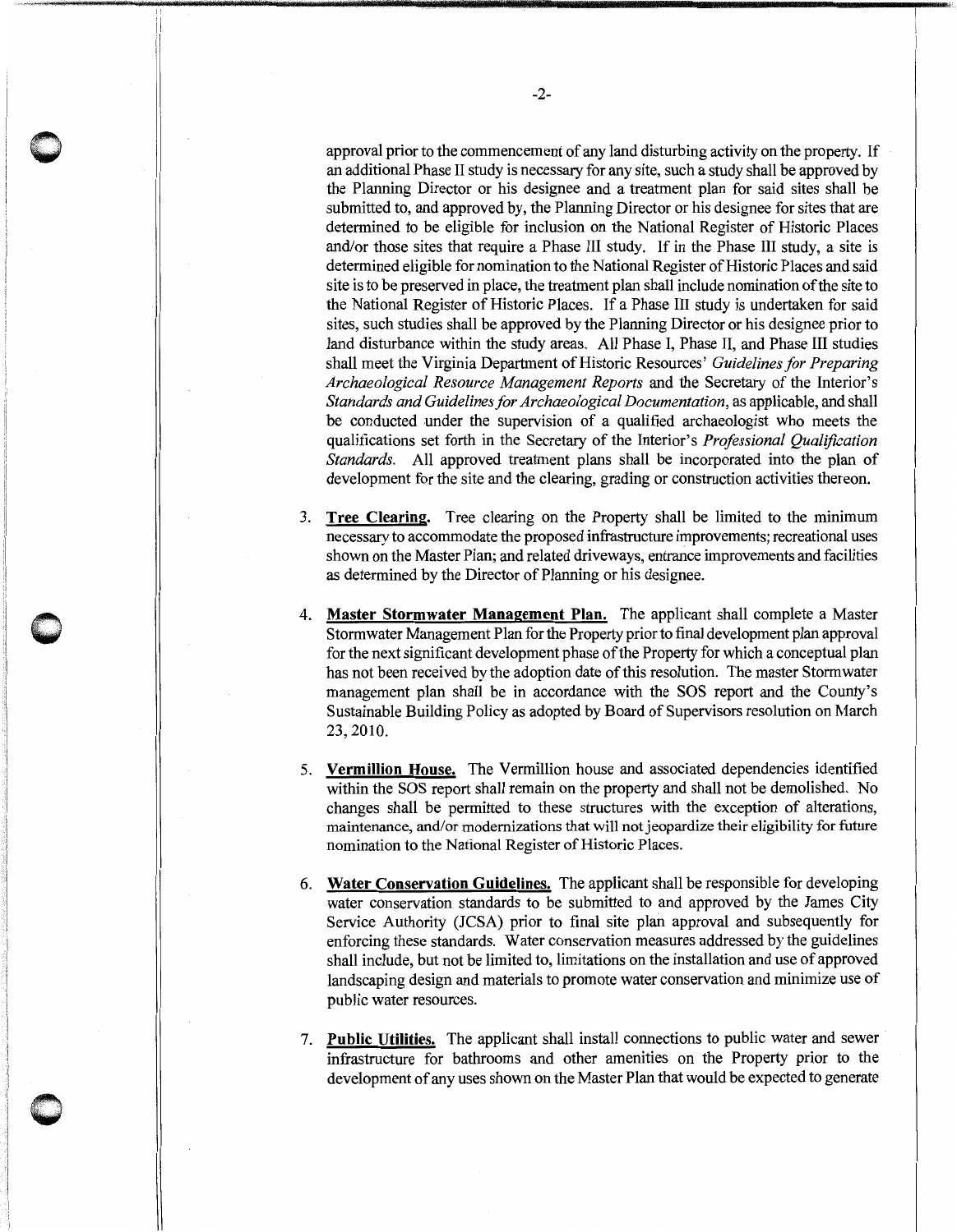approval prior to the commencement of any land disturbing activity on the property. If an additional Phase II study is necessary for any site, such a study shall be approved by the Planning Director or his designee and a treatment plan for said sites shall be submitted to, and approved by, the Planning Director or his designee for sites that are determined to be eligible for inclusion on the National Register of Historic Places and/or those sites that require a Phase III study. If in the Phase III study, a site is determined eligible for nomination to the National Register of Historic Places and said site is to be preserved in place, the treatment plan shall include nomination of the site to the National Register of Historic Places. If a Phase III study is undertaken for said sites, such studies shall be approved by the Planning Director or his designee prior to land disturbance within the study areas. All Phase I, Phase II, and Phase III studies shall meet the Virginia Department of Historic Resources' *Guidelines for Preparing Archaeological Resource Management Reports* and the Secretary of the Interior's *Standards and Guidelines for Archaeological Documentation*, as applicable, and shall be conducted under the supervision of a qualified archaeologist who meets the qualifications set forth in the Secretary of the Interior's *Professional Qualification Standards*. All approved treatment plans shall be incorporated into the plan of development for the site and the clearing, grading or construction activities thereon.

3. **Tree Clearing.** Tree clearing on the Property shall be limited to the minimum necessary to accommodate the proposed infrastructure improvements; recreational uses shown on the Master Plan; and related driveways, entrance improvements and facilities as determined by the Director of Planning or his designee.

4. **Master Stormwater Management Plan.** The applicant shall complete a Master Stormwater Management Plan for the Property prior to final development plan approval for the next significant development phase of the Property for which a conceptual plan has not been received by the adoption date of this resolution. The master Stormwater management plan shall be in accordance with the SOS report and the County's Sustainable Building Policy as adopted by Board of Supervisors resolution on March 23, 2010.

5. **Vermillion House.** The Vermillion house and associated dependencies identified within the SOS report shall remain on the property and shall not be demolished. No changes shall be permitted to these structures with the exception of alterations, maintenance, and/or modernizations that will not jeopardize their eligibility for future nomination to the National Register of Historic Places.

6. **Water Conservation Guidelines.** The applicant shall be responsible for developing water conservation standards to be submitted to and approved by the James City Service Authority (JCSA) prior to final site plan approval and subsequently for enforcing these standards. Water conservation measures addressed by the guidelines shall include, but not be limited to, limitations on the installation and use of approved landscaping design and materials to promote water conservation and minimize use of public water resources.

7. **Public Utilities.** The applicant shall install connections to public water and sewer infrastructure for bathrooms and other amenities on the Property prior to the development of any uses shown on the Master Plan that would be expected to generate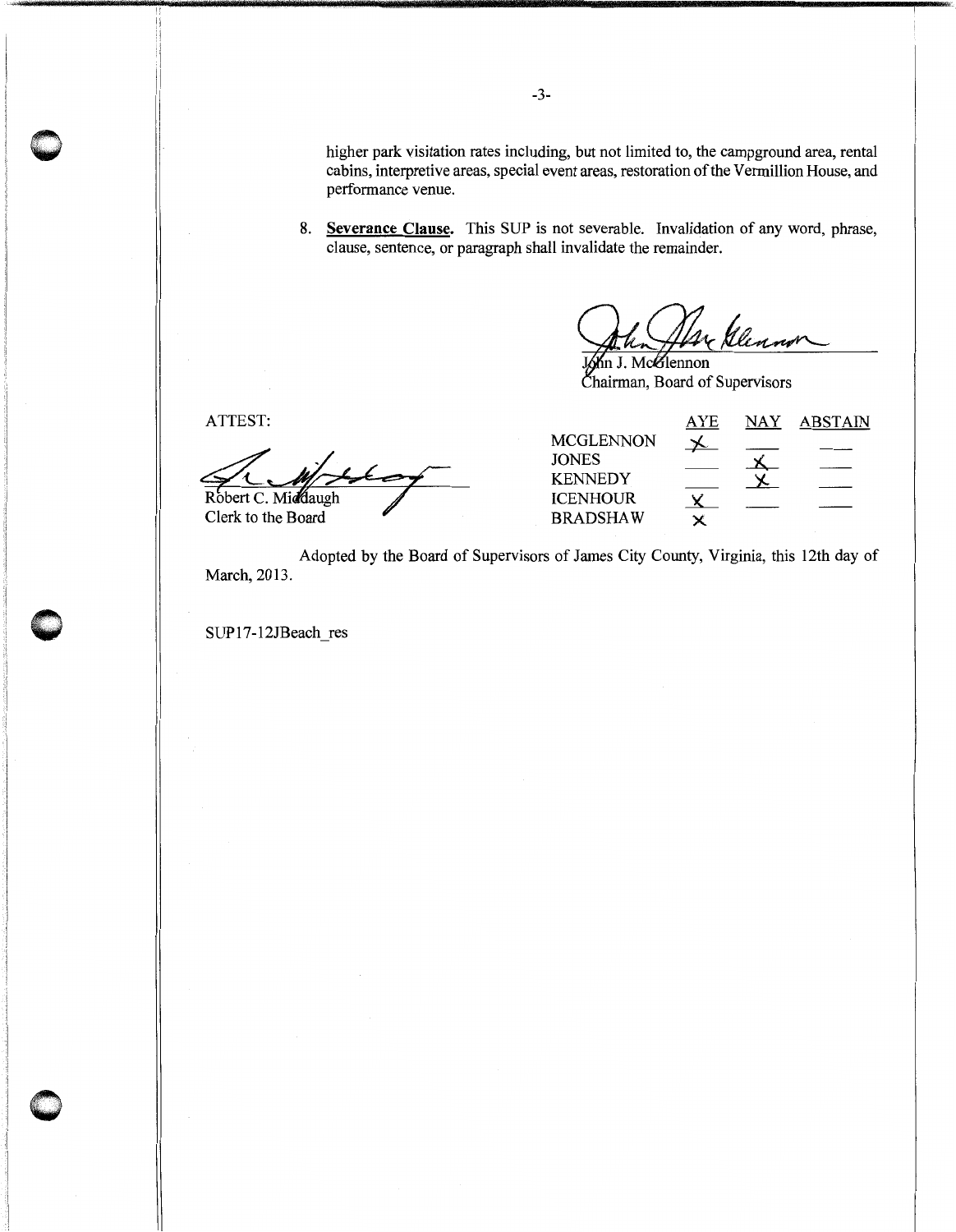higher park visitation rates including, but not limited to, the campground area, rental cabins, interpretive areas, special event areas, restoration of the Vermillion House, and performance venue.

8. **Severance Clause.** This SUP is not severable. Invalidation of any word, phrase, clause, sentence, or paragraph shall invalidate the remainder.

John J. McGlennon
Chairman, Board of Supervisors

ATTEST:

Robert C. Middaugh
Clerk to the Board

| | AYE | NAY | ABSTAIN |
|---|---|---|---|
| MCGLENNON | X | | |
| JONES | | X | |
| KENNEDY | | X | |
| ICENHOUR | X | | |
| BRADSHAW | X | | |

Adopted by the Board of Supervisors of James City County, Virginia, this 12th day of March, 2013.

SUP17-12JBeach_res